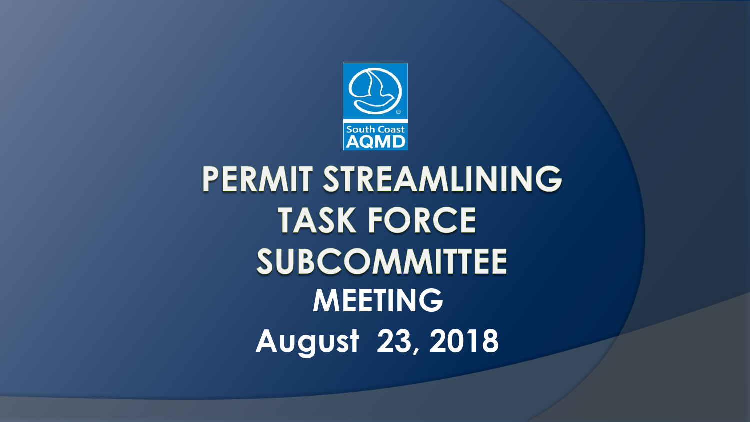South Coast AQMD

# PERMIT STREAMLINING TASK FORCE SUBCOMMITTEE

## MEETING

## August 23, 2018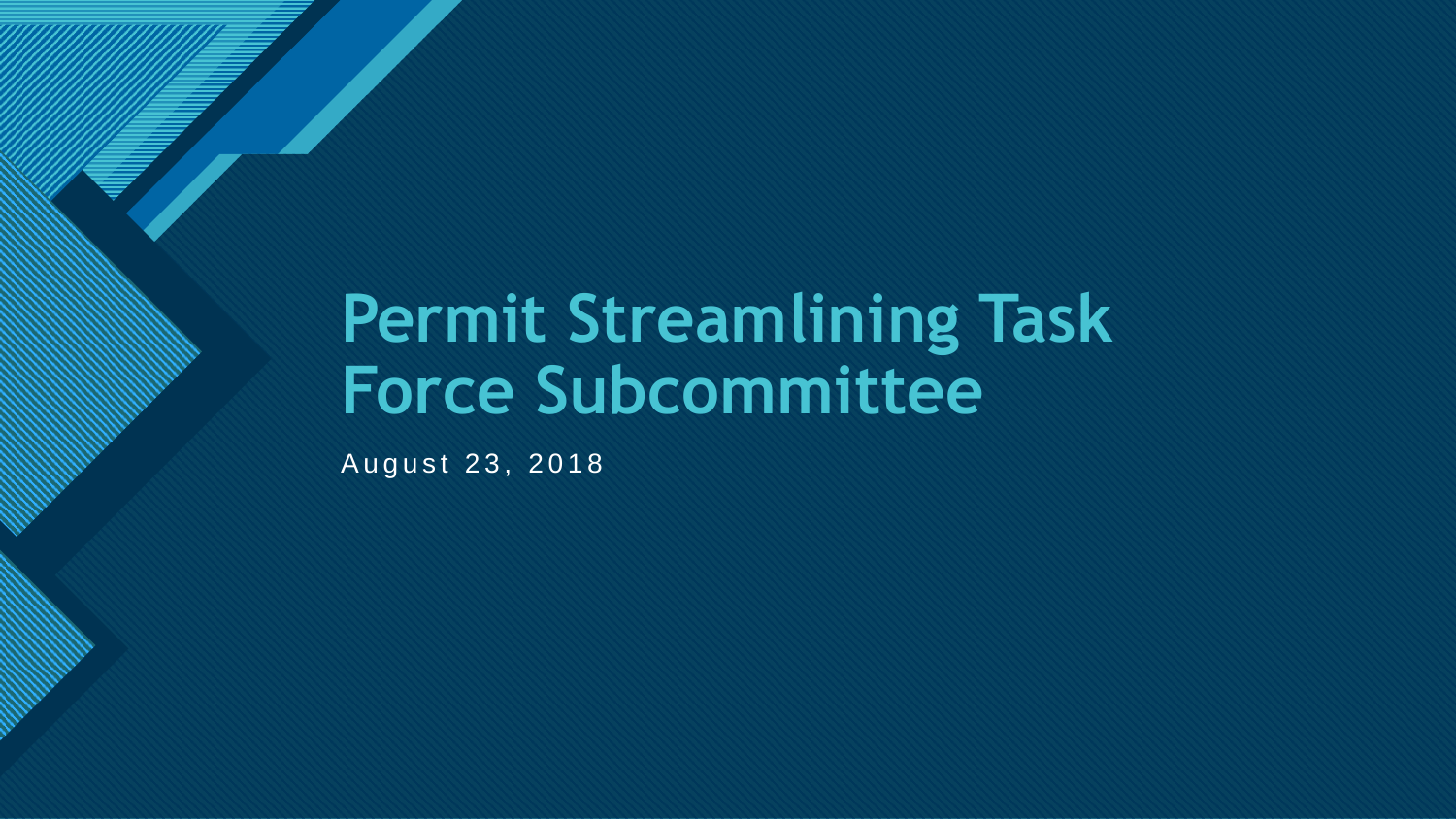# Permit Streamlining Task Force Subcommittee

August 23, 2018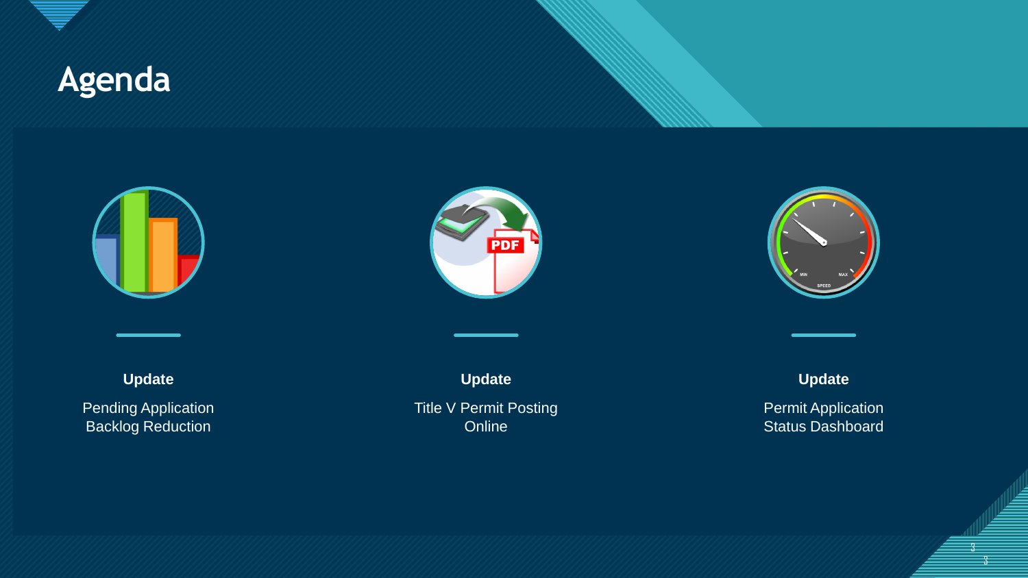# Agenda

**Update**

Pending Application Backlog Reduction

**Update**

Title V Permit Posting Online

**Update**

Permit Application Status Dashboard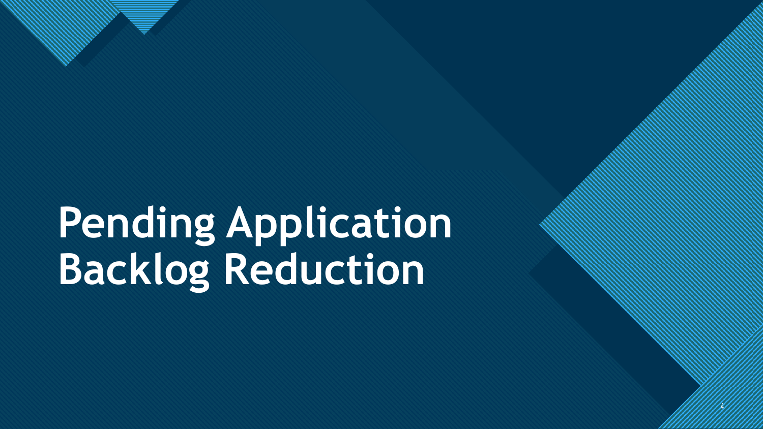# Pending Application Backlog Reduction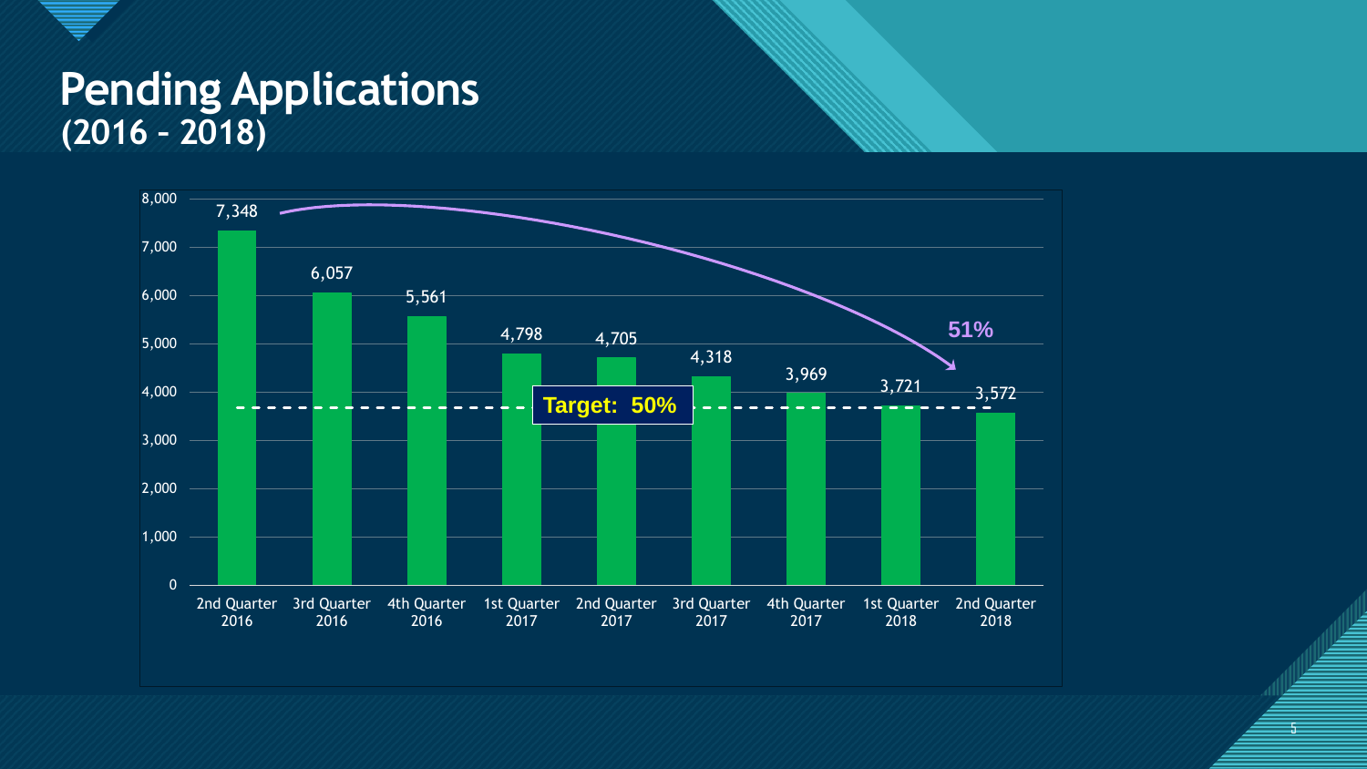# Pending Applications
## (2016 – 2018)

| Quarter | Pending Applications |
| --- | --- |
| 2nd Quarter 2016 | 7,348 |
| 3rd Quarter 2016 | 6,057 |
| 4th Quarter 2016 | 5,561 |
| 1st Quarter 2017 | 4,798 |
| 2nd Quarter 2017 | 4,705 |
| 3rd Quarter 2017 | 4,318 |
| 4th Quarter 2017 | 3,969 |
| 1st Quarter 2018 | 3,721 |
| 2nd Quarter 2018 | 3,572 |

**Target: 50%**

**51%**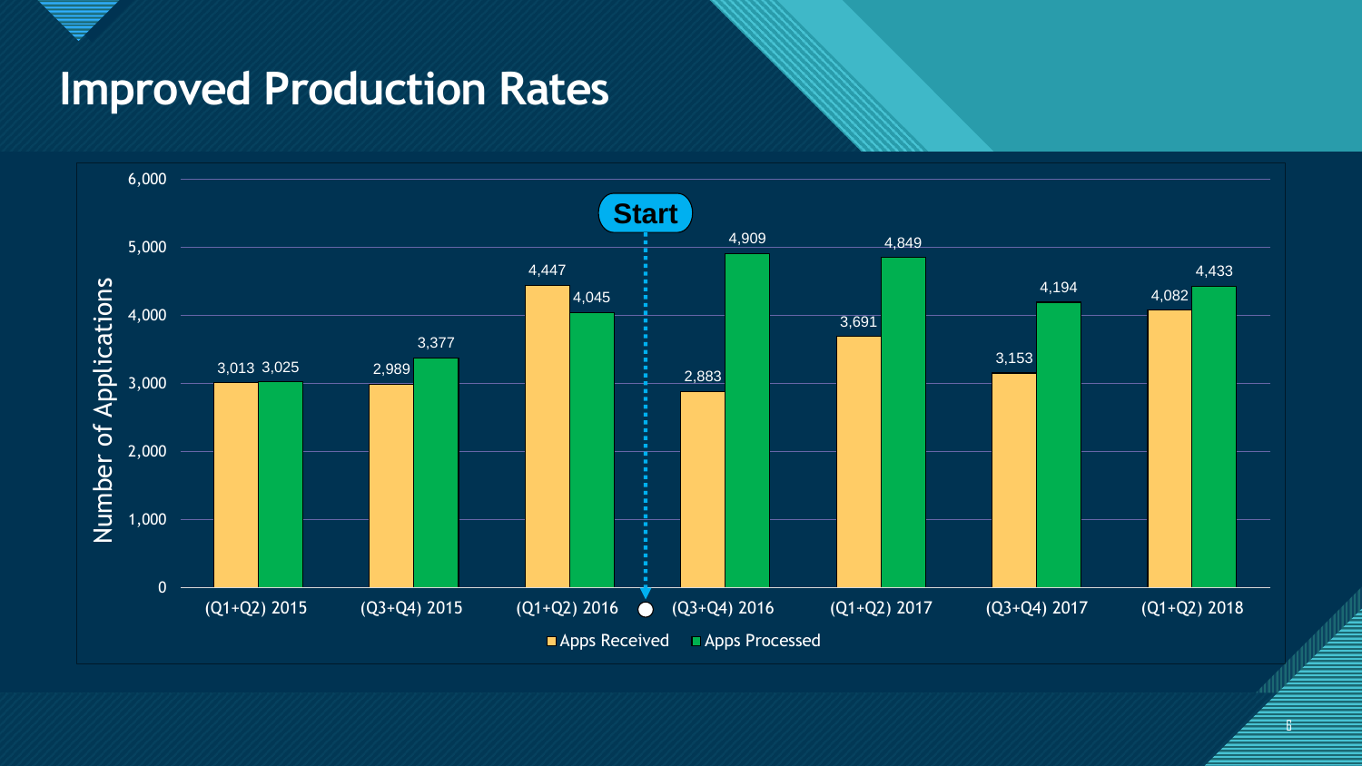# Improved Production Rates

| Period | Apps Received | Apps Processed |
|---|---|---|
| (Q1+Q2) 2015 | 3,013 | 3,025 |
| (Q3+Q4) 2015 | 2,989 | 3,377 |
| (Q1+Q2) 2016 | 4,447 | 4,045 |
| (Q3+Q4) 2016 | 2,883 | 4,909 |
| (Q1+Q2) 2017 | 3,691 | 4,849 |
| (Q3+Q4) 2017 | 3,153 | 4,194 |
| (Q1+Q2) 2018 | 4,082 | 4,433 |

Start (between (Q1+Q2) 2016 and (Q3+Q4) 2016)

Number of Applications

■ Apps Received ■ Apps Processed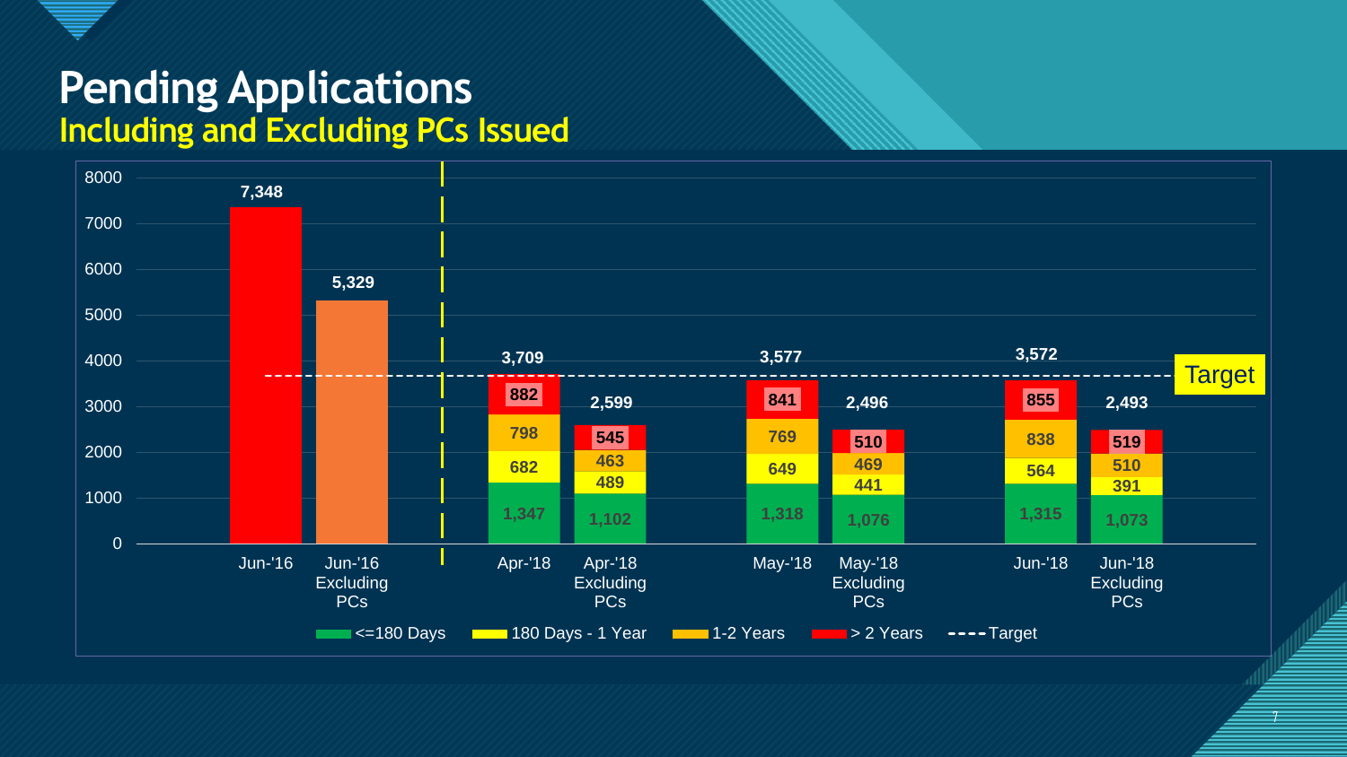# Pending Applications

## Including and Excluding PCs Issued

| Period | <=180 Days | 180 Days - 1 Year | 1-2 Years | > 2 Years | Total |
|---|---|---|---|---|---|
| Jun-'16 | | | | | 7,348 |
| Jun-'16 Excluding PCs | | | | | 5,329 |
| Apr-'18 | 1,347 | 682 | 798 | 882 | 3,709 |
| Apr-'18 Excluding PCs | 1,102 | 489 | 463 | 545 | 2,599 |
| May-'18 | 1,318 | 649 | 769 | 841 | 3,577 |
| May-'18 Excluding PCs | 1,076 | 441 | 469 | 510 | 2,496 |
| Jun-'18 | 1,315 | 564 | 838 | 855 | 3,572 |
| Jun-'18 Excluding PCs | 1,073 | 391 | 510 | 519 | 2,493 |

Target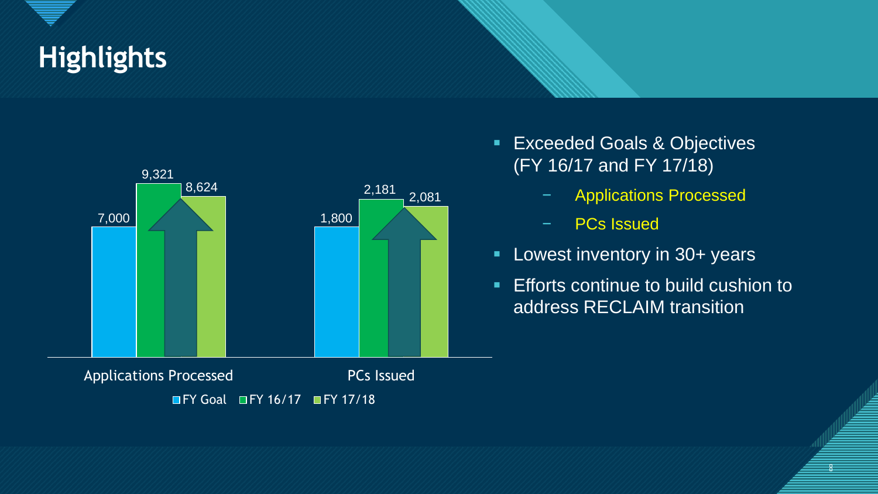# Highlights

| | FY Goal | FY 16/17 | FY 17/18 |
|---|---|---|---|
| Applications Processed | 7,000 | 9,321 | 8,624 |
| PCs Issued | 1,800 | 2,181 | 2,081 |

- Exceeded Goals & Objectives (FY 16/17 and FY 17/18)
  - Applications Processed
  - PCs Issued
- Lowest inventory in 30+ years
- Efforts continue to build cushion to address RECLAIM transition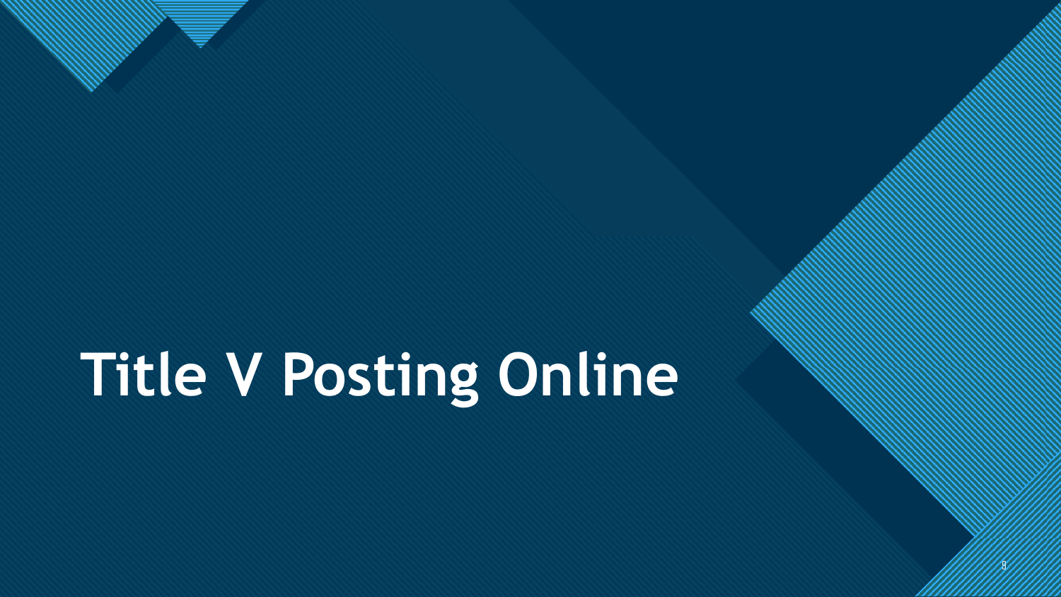# Title V Posting Online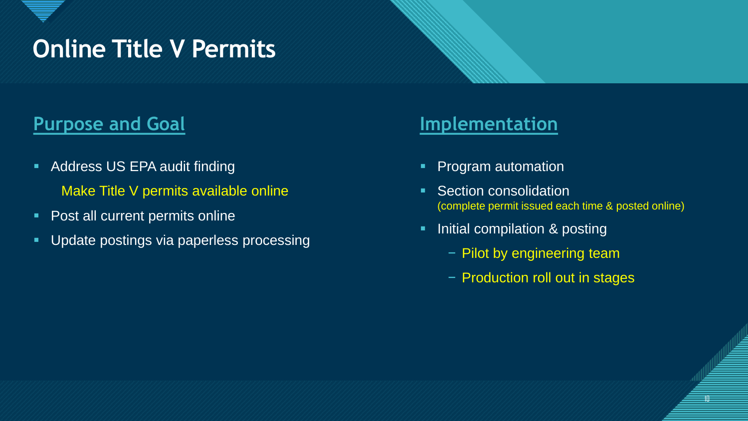# Online Title V Permits

## Purpose and Goal

- Address US EPA audit finding
  
  Make Title V permits available online
- Post all current permits online
- Update postings via paperless processing

## Implementation

- Program automation
- Section consolidation
  (complete permit issued each time & posted online)
- Initial compilation & posting
  - Pilot by engineering team
  - Production roll out in stages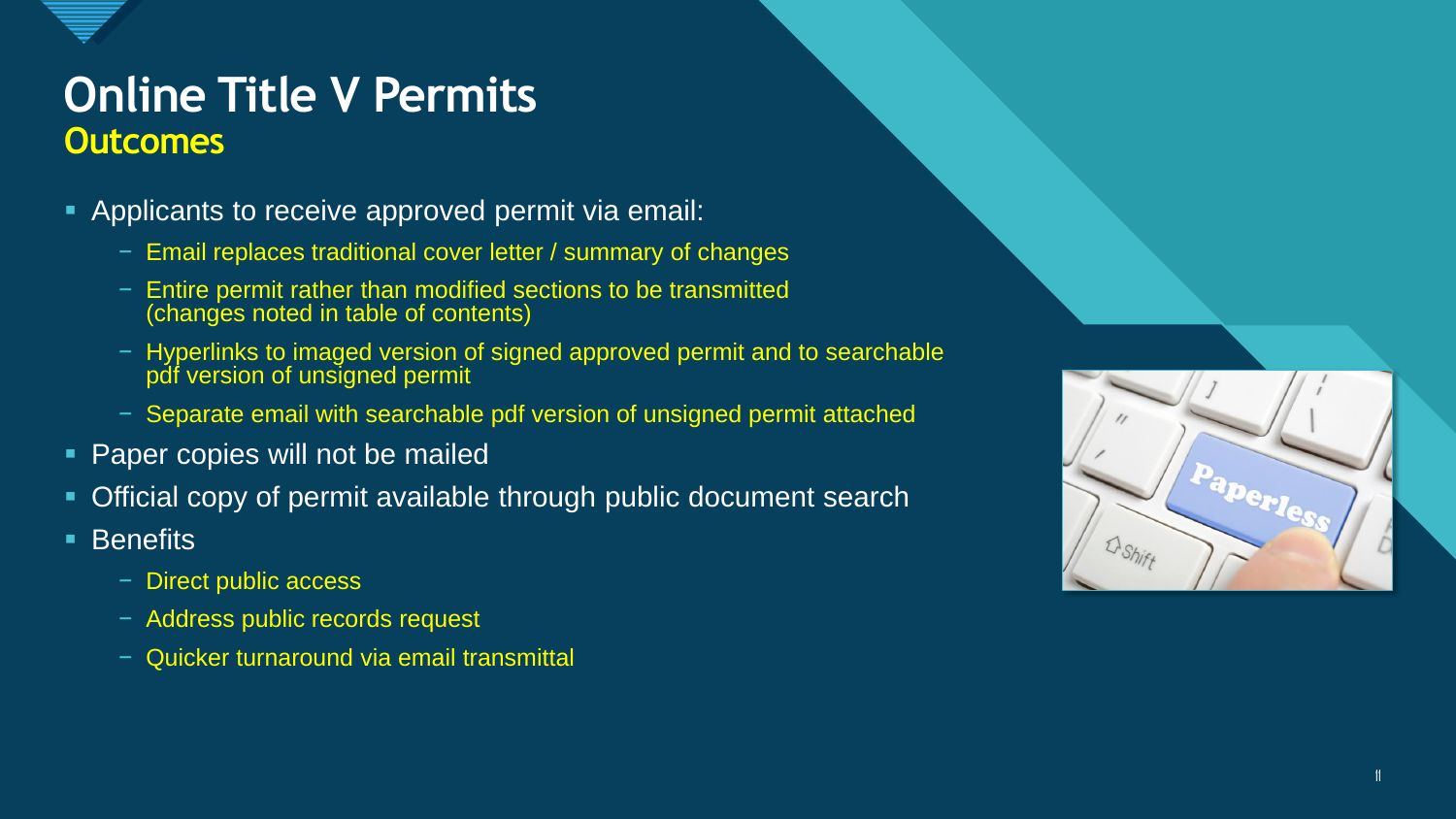# Online Title V Permits
## Outcomes

- Applicants to receive approved permit via email:
  - Email replaces traditional cover letter / summary of changes
  - Entire permit rather than modified sections to be transmitted (changes noted in table of contents)
  - Hyperlinks to imaged version of signed approved permit and to searchable pdf version of unsigned permit
  - Separate email with searchable pdf version of unsigned permit attached
- Paper copies will not be mailed
- Official copy of permit available through public document search
- Benefits
  - Direct public access
  - Address public records request
  - Quicker turnaround via email transmittal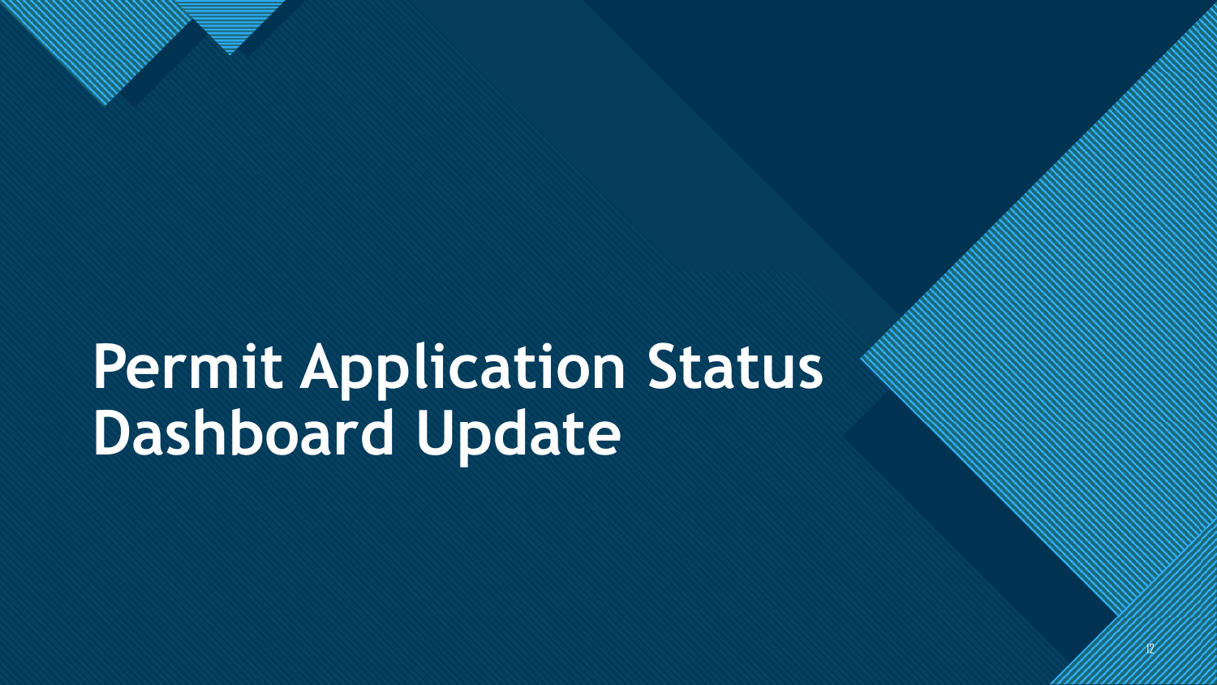# Permit Application Status Dashboard Update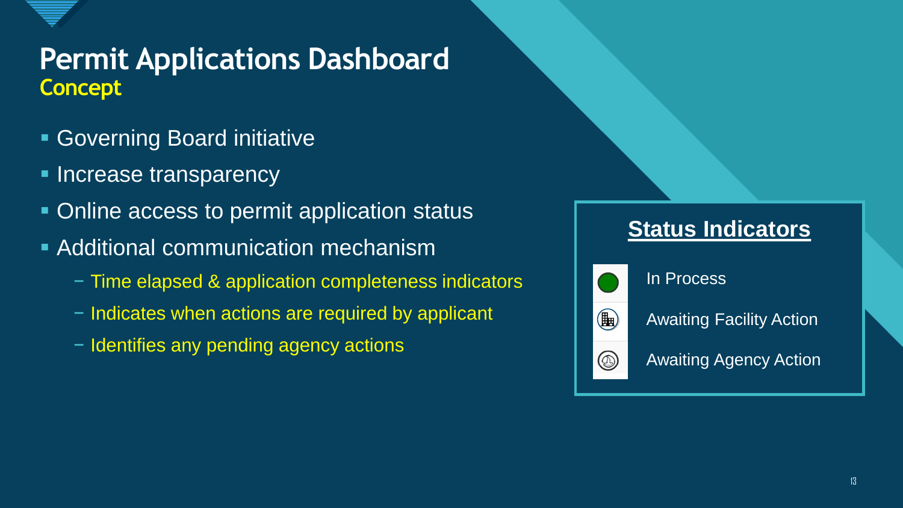# Permit Applications Dashboard
## Concept

- Governing Board initiative
- Increase transparency
- Online access to permit application status
- Additional communication mechanism
  - Time elapsed & application completeness indicators
  - Indicates when actions are required by applicant
  - Identifies any pending agency actions

**Status Indicators**

- In Process
- Awaiting Facility Action
- Awaiting Agency Action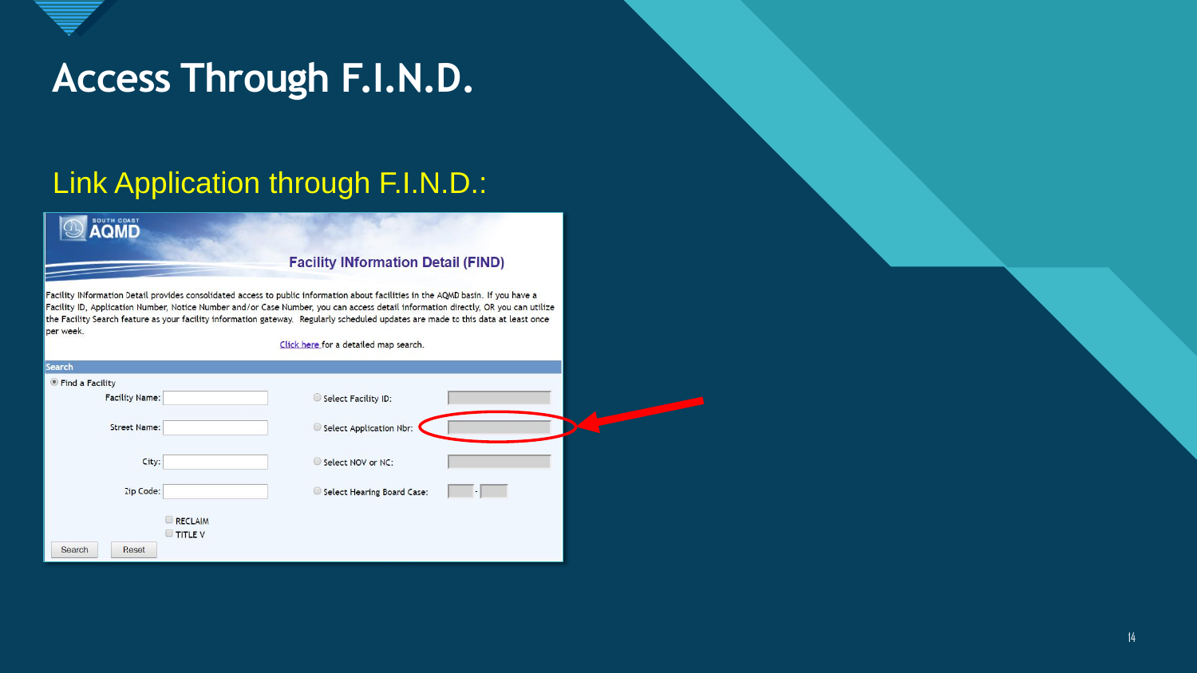# Access Through F.I.N.D.

## Link Application through F.I.N.D.:

SOUTH COAST AQMD

Facility INformation Detail (FIND)

Facility INformation Detail provides consolidated access to public information about facilities in the AQMD basin. If you have a Facility ID, Application Number, Notice Number and/or Case Number, you can access detail information directly, OR you can utilize the Facility Search feature as your facility information gateway. Regularly scheduled updates are made to this data at least once per week.

Click here for a detailed map search.

Search

Find a Facility

Facility Name:

Street Name:

City:

Zip Code:

RECLAIM

TITLE V

Select Facility ID:

Select Application Nbr:

Select NOV or NC:

Select Hearing Board Case:

Search Reset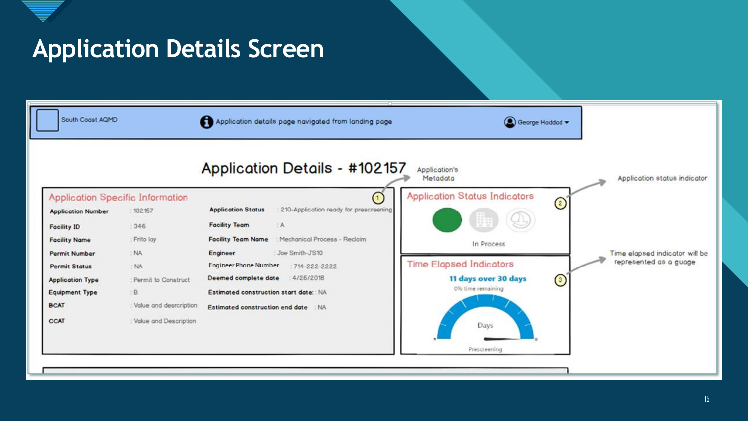# Application Details Screen

South Coast AQMD

Application details page navigated from landing page

George Haddad

## Application Details - #102157

Application's Metadata

### Application Specific Information ①

| | | | |
|---|---|---|---|
| **Application Number** | : 102157 | **Application Status** | : 210-Application ready for prescreening |
| **Facility ID** | : 346 | **Facility Team** | : A |
| **Facility Name** | : Frito lay | **Facility Team Name** | : Mechanical Process - Reclaim |
| **Permit Number** | : NA | **Engineer** | : Joe Smith-JS10 |
| **Permit Status** | : NA | **Engineer Phone Number** | : 714-222-2222 |
| **Application Type** | : Permit to Construct | **Deemed complete date** | : 4/26/2018 |
| **Equipment Type** | : B | **Estimated construction start date:** | : NA |
| **BCAT** | : Value and desrcription | **Estimated construction end date** | : NA |
| **CCAT** | : Value and Description | | |

### Application Status Indicators ②

In Process

Application status indicator

### Time Elapsed Indicators ③

**11 days over 30 days**

0% time remaining

Days

Prescreening

Time elapsed indicator will be represented as a guage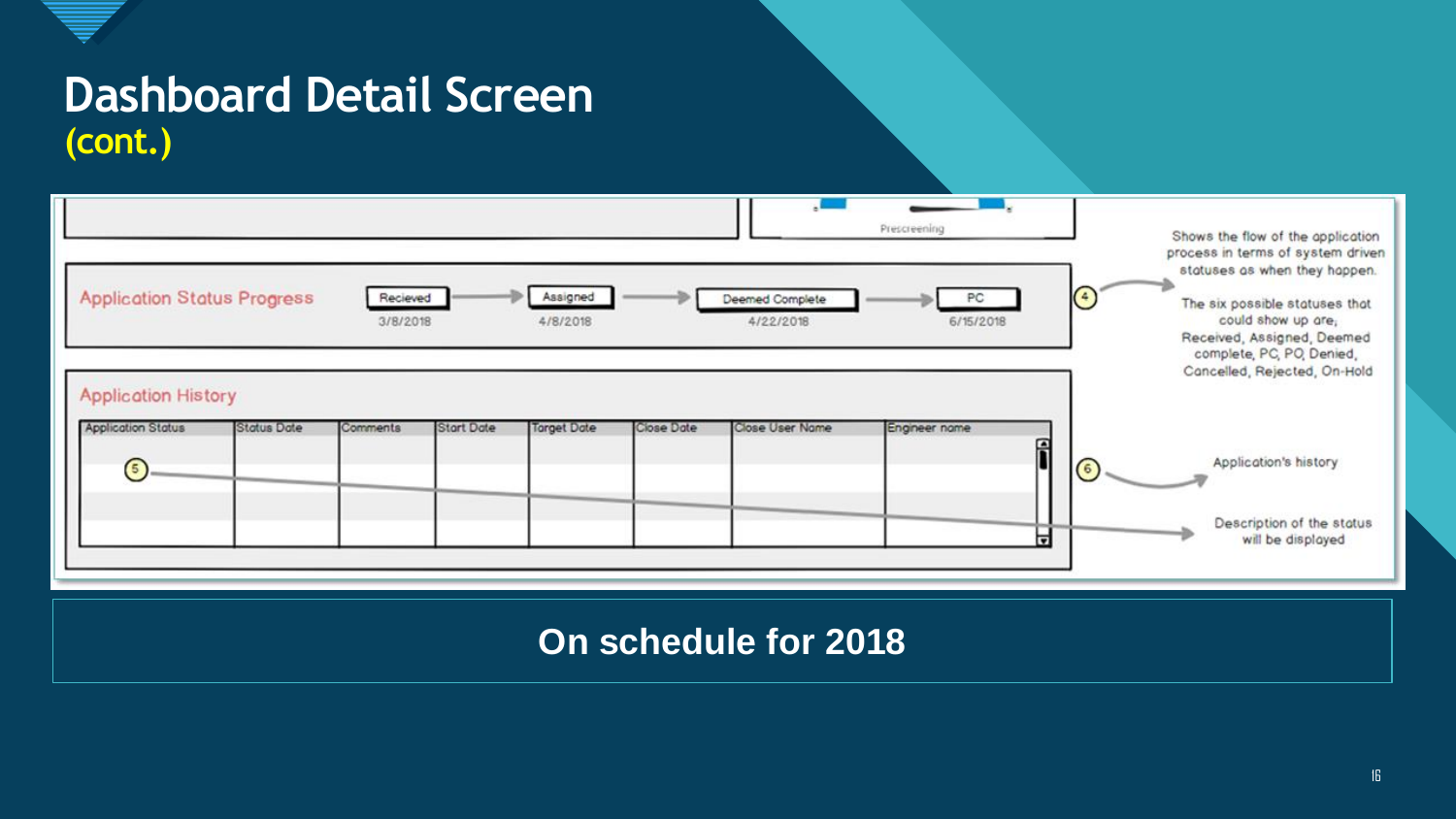# Dashboard Detail Screen
## (cont.)

Prescreening

Application Status Progress

Recieved 3/8/2018 → Assigned 4/8/2018 → Deemed Complete 4/22/2018 → PC 6/15/2018

Application History

| Application Status | Status Date | Comments | Start Date | Target Date | Close Date | Close User Name | Engineer name |
| --- | --- | --- | --- | --- | --- | --- | --- |
| (5) | | | | | | | |

(4) Shows the flow of the application process in terms of system driven statuses as when they happen.

The six possible statuses that could show up are; Received, Assigned, Deemed complete, PC, PO, Denied, Cancelled, Rejected, On-Hold

(6) Application's history

Description of the status will be displayed

**On schedule for 2018**